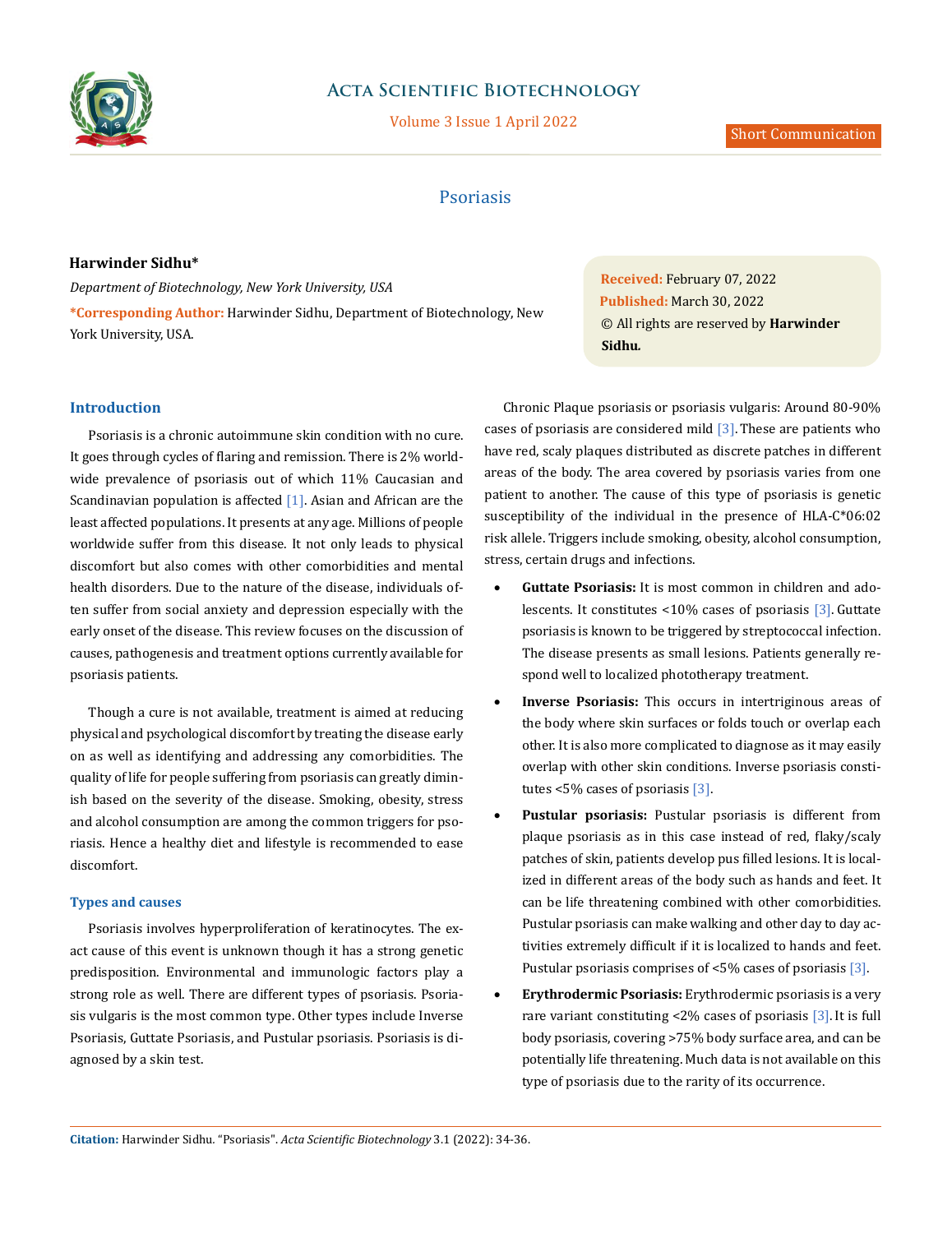Short Communication

# Psoriasis

**Harwinder Sidhu***

*Department of Biotechnology, New York University, USA*

***Corresponding Author:** Harwinder Sidhu, Department of Biotechnology, New York University, USA.

**Received:** February 07, 2022
**Published:** March 30, 2022
© All rights are reserved by **Harwinder Sidhu.**

## Introduction

Psoriasis is a chronic autoimmune skin condition with no cure. It goes through cycles of flaring and remission. There is 2% worldwide prevalence of psoriasis out of which 11% Caucasian and Scandinavian population is affected [1]. Asian and African are the least affected populations. It presents at any age. Millions of people worldwide suffer from this disease. It not only leads to physical discomfort but also comes with other comorbidities and mental health disorders. Due to the nature of the disease, individuals often suffer from social anxiety and depression especially with the early onset of the disease. This review focuses on the discussion of causes, pathogenesis and treatment options currently available for psoriasis patients.

Though a cure is not available, treatment is aimed at reducing physical and psychological discomfort by treating the disease early on as well as identifying and addressing any comorbidities. The quality of life for people suffering from psoriasis can greatly diminish based on the severity of the disease. Smoking, obesity, stress and alcohol consumption are among the common triggers for psoriasis. Hence a healthy diet and lifestyle is recommended to ease discomfort.

### Types and causes

Psoriasis involves hyperproliferation of keratinocytes. The exact cause of this event is unknown though it has a strong genetic predisposition. Environmental and immunologic factors play a strong role as well. There are different types of psoriasis. Psoriasis vulgaris is the most common type. Other types include Inverse Psoriasis, Guttate Psoriasis, and Pustular psoriasis. Psoriasis is diagnosed by a skin test.

Chronic Plaque psoriasis or psoriasis vulgaris: Around 80-90% cases of psoriasis are considered mild [3]. These are patients who have red, scaly plaques distributed as discrete patches in different areas of the body. The area covered by psoriasis varies from one patient to another. The cause of this type of psoriasis is genetic susceptibility of the individual in the presence of HLA-C*06:02 risk allele. Triggers include smoking, obesity, alcohol consumption, stress, certain drugs and infections.

- **Guttate Psoriasis:** It is most common in children and adolescents. It constitutes <10% cases of psoriasis [3]. Guttate psoriasis is known to be triggered by streptococcal infection. The disease presents as small lesions. Patients generally respond well to localized phototherapy treatment.
- **Inverse Psoriasis:** This occurs in intertriginous areas of the body where skin surfaces or folds touch or overlap each other. It is also more complicated to diagnose as it may easily overlap with other skin conditions. Inverse psoriasis constitutes <5% cases of psoriasis [3].
- **Pustular psoriasis:** Pustular psoriasis is different from plaque psoriasis as in this case instead of red, flaky/scaly patches of skin, patients develop pus filled lesions. It is localized in different areas of the body such as hands and feet. It can be life threatening combined with other comorbidities. Pustular psoriasis can make walking and other day to day activities extremely difficult if it is localized to hands and feet. Pustular psoriasis comprises of <5% cases of psoriasis [3].
- **Erythrodermic Psoriasis:** Erythrodermic psoriasis is a very rare variant constituting <2% cases of psoriasis [3]. It is full body psoriasis, covering >75% body surface area, and can be potentially life threatening. Much data is not available on this type of psoriasis due to the rarity of its occurrence.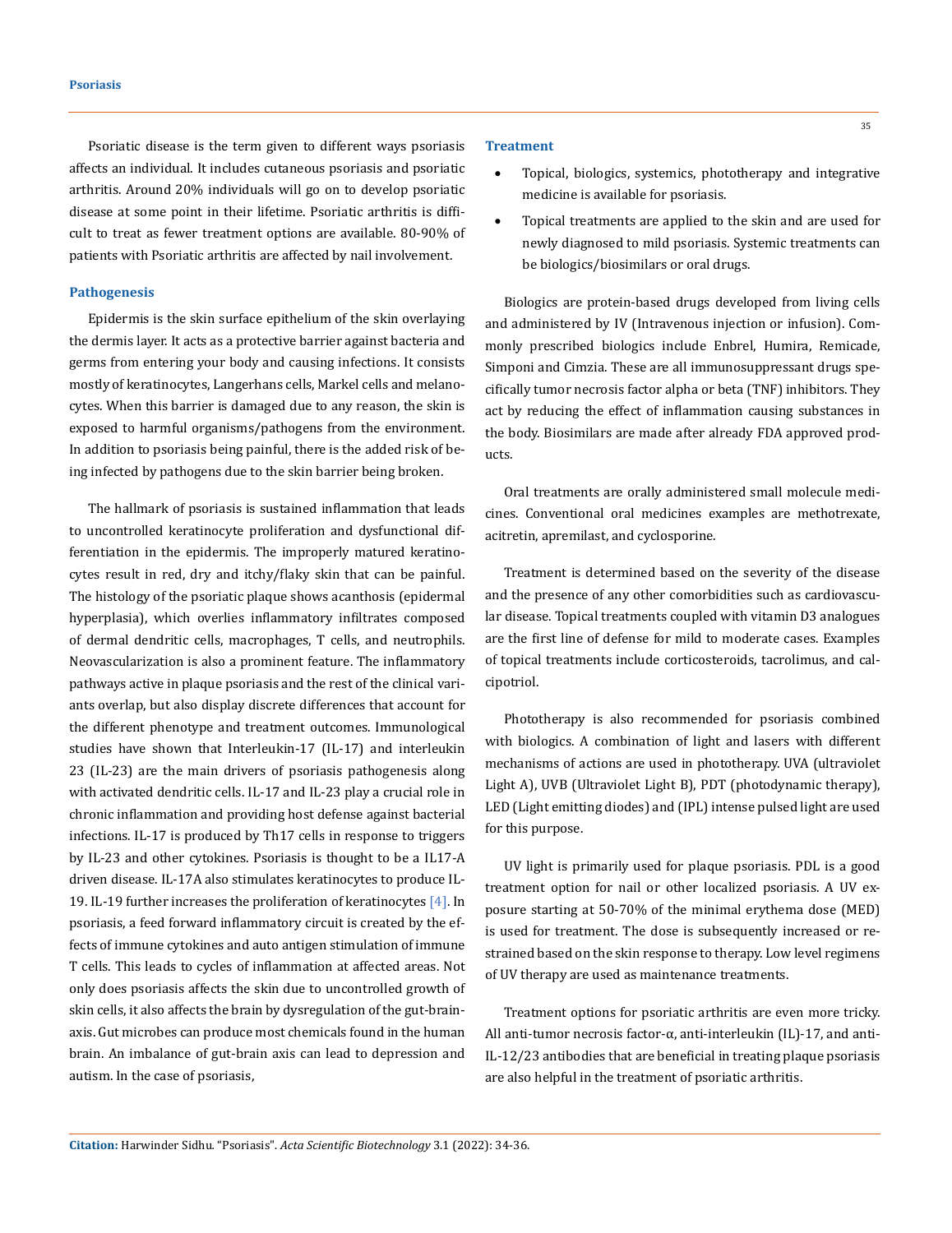Psoriatic disease is the term given to different ways psoriasis affects an individual. It includes cutaneous psoriasis and psoriatic arthritis. Around 20% individuals will go on to develop psoriatic disease at some point in their lifetime. Psoriatic arthritis is difficult to treat as fewer treatment options are available. 80-90% of patients with Psoriatic arthritis are affected by nail involvement.

### Pathogenesis

Epidermis is the skin surface epithelium of the skin overlaying the dermis layer. It acts as a protective barrier against bacteria and germs from entering your body and causing infections. It consists mostly of keratinocytes, Langerhans cells, Markel cells and melanocytes. When this barrier is damaged due to any reason, the skin is exposed to harmful organisms/pathogens from the environment. In addition to psoriasis being painful, there is the added risk of being infected by pathogens due to the skin barrier being broken.

The hallmark of psoriasis is sustained inflammation that leads to uncontrolled keratinocyte proliferation and dysfunctional differentiation in the epidermis. The improperly matured keratinocytes result in red, dry and itchy/flaky skin that can be painful. The histology of the psoriatic plaque shows acanthosis (epidermal hyperplasia), which overlies inflammatory infiltrates composed of dermal dendritic cells, macrophages, T cells, and neutrophils. Neovascularization is also a prominent feature. The inflammatory pathways active in plaque psoriasis and the rest of the clinical variants overlap, but also display discrete differences that account for the different phenotype and treatment outcomes. Immunological studies have shown that Interleukin-17 (IL-17) and interleukin 23 (IL-23) are the main drivers of psoriasis pathogenesis along with activated dendritic cells. IL-17 and IL-23 play a crucial role in chronic inflammation and providing host defense against bacterial infections. IL-17 is produced by Th17 cells in response to triggers by IL-23 and other cytokines. Psoriasis is thought to be a IL17-A driven disease. IL-17A also stimulates keratinocytes to produce IL-19. IL-19 further increases the proliferation of keratinocytes [4]. In psoriasis, a feed forward inflammatory circuit is created by the effects of immune cytokines and auto antigen stimulation of immune T cells. This leads to cycles of inflammation at affected areas. Not only does psoriasis affects the skin due to uncontrolled growth of skin cells, it also affects the brain by dysregulation of the gut-brain-axis. Gut microbes can produce most chemicals found in the human brain. An imbalance of gut-brain axis can lead to depression and autism. In the case of psoriasis,

### Treatment

- Topical, biologics, systemics, phototherapy and integrative medicine is available for psoriasis.
- Topical treatments are applied to the skin and are used for newly diagnosed to mild psoriasis. Systemic treatments can be biologics/biosimilars or oral drugs.

Biologics are protein-based drugs developed from living cells and administered by IV (Intravenous injection or infusion). Commonly prescribed biologics include Enbrel, Humira, Remicade, Simponi and Cimzia. These are all immunosuppressant drugs specifically tumor necrosis factor alpha or beta (TNF) inhibitors. They act by reducing the effect of inflammation causing substances in the body. Biosimilars are made after already FDA approved products.

Oral treatments are orally administered small molecule medicines. Conventional oral medicines examples are methotrexate, acitretin, apremilast, and cyclosporine.

Treatment is determined based on the severity of the disease and the presence of any other comorbidities such as cardiovascular disease. Topical treatments coupled with vitamin D3 analogues are the first line of defense for mild to moderate cases. Examples of topical treatments include corticosteroids, tacrolimus, and calcipotriol.

Phototherapy is also recommended for psoriasis combined with biologics. A combination of light and lasers with different mechanisms of actions are used in phototherapy. UVA (ultraviolet Light A), UVB (Ultraviolet Light B), PDT (photodynamic therapy), LED (Light emitting diodes) and (IPL) intense pulsed light are used for this purpose.

UV light is primarily used for plaque psoriasis. PDL is a good treatment option for nail or other localized psoriasis. A UV exposure starting at 50-70% of the minimal erythema dose (MED) is used for treatment. The dose is subsequently increased or restrained based on the skin response to therapy. Low level regimens of UV therapy are used as maintenance treatments.

Treatment options for psoriatic arthritis are even more tricky. All anti-tumor necrosis factor-α, anti-interleukin (IL)-17, and anti-IL-12/23 antibodies that are beneficial in treating plaque psoriasis are also helpful in the treatment of psoriatic arthritis.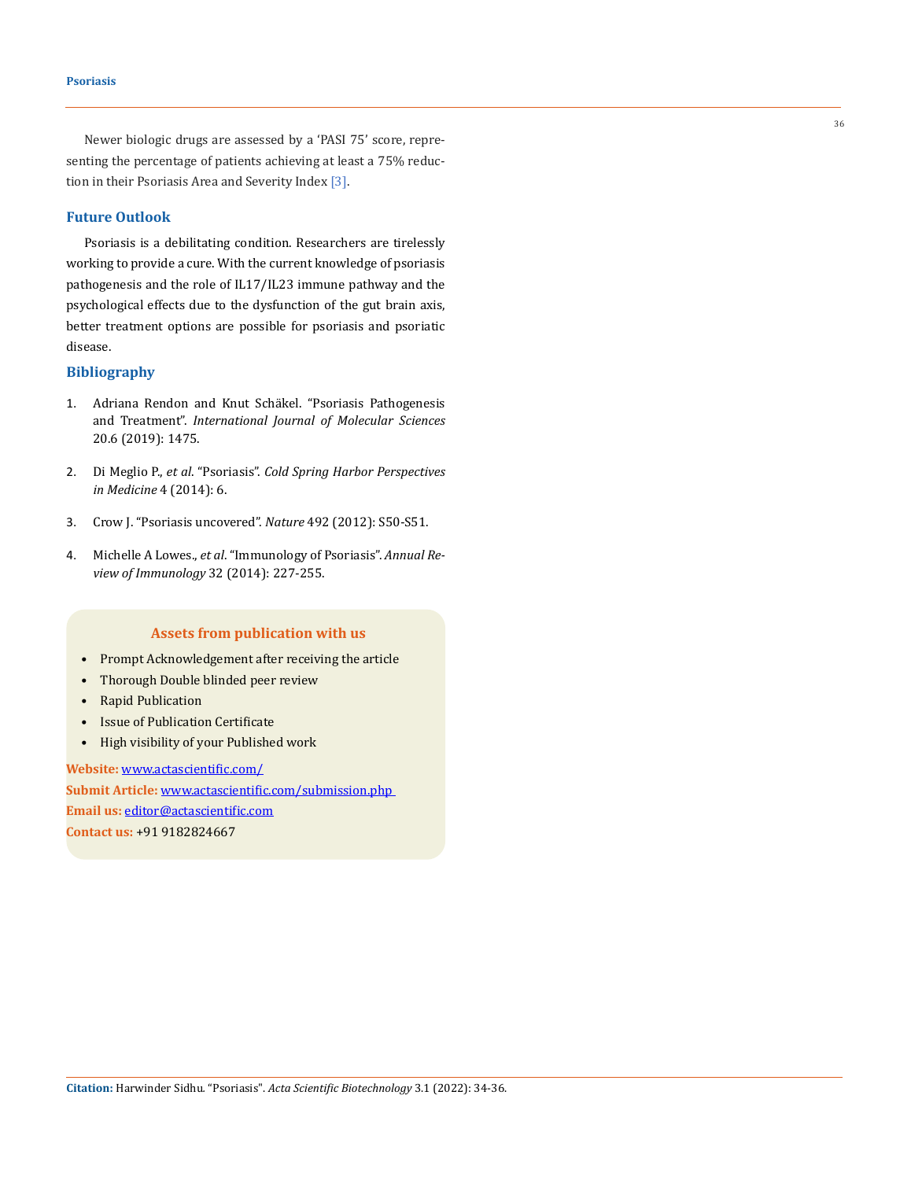Newer biologic drugs are assessed by a 'PASI 75' score, representing the percentage of patients achieving at least a 75% reduction in their Psoriasis Area and Severity Index [3].

## Future Outlook

Psoriasis is a debilitating condition. Researchers are tirelessly working to provide a cure. With the current knowledge of psoriasis pathogenesis and the role of IL17/IL23 immune pathway and the psychological effects due to the dysfunction of the gut brain axis, better treatment options are possible for psoriasis and psoriatic disease.

## Bibliography

1. Adriana Rendon and Knut Schäkel. "Psoriasis Pathogenesis and Treatment". *International Journal of Molecular Sciences* 20.6 (2019): 1475.
2. Di Meglio P., *et al*. "Psoriasis". *Cold Spring Harbor Perspectives in Medicine* 4 (2014): 6.
3. Crow J. "Psoriasis uncovered". *Nature* 492 (2012): S50-S51.
4. Michelle A Lowes., *et al*. "Immunology of Psoriasis". *Annual Review of Immunology* 32 (2014): 227-255.

**Assets from publication with us**

- Prompt Acknowledgement after receiving the article
- Thorough Double blinded peer review
- Rapid Publication
- Issue of Publication Certificate
- High visibility of your Published work

**Website:** www.actascientific.com/
**Submit Article:** www.actascientific.com/submission.php
**Email us:** editor@actascientific.com
**Contact us:** +91 9182824667